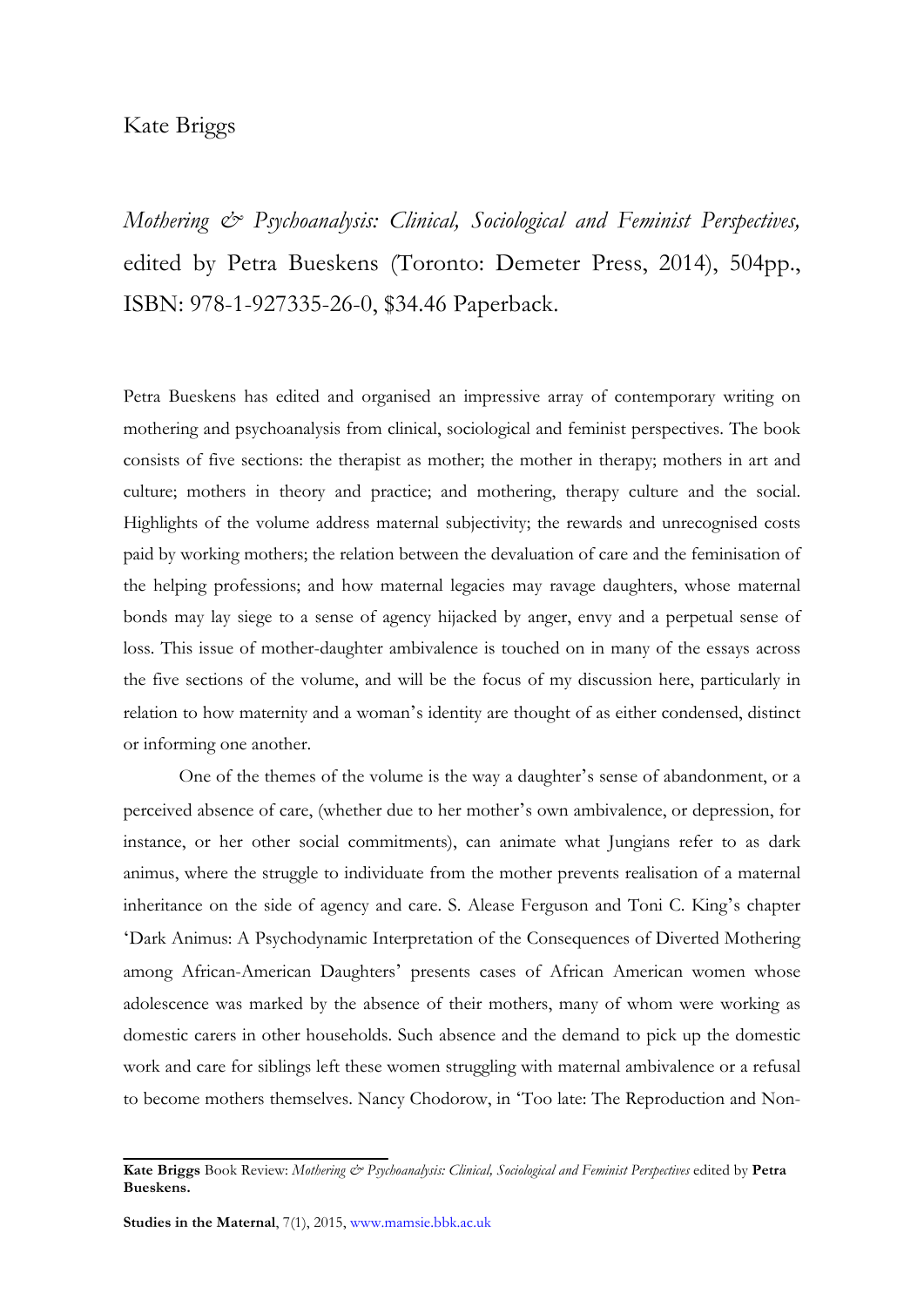Kate Briggs

*Mothering & Psychoanalysis: Clinical, Sociological and Feminist Perspectives,* edited by Petra Bueskens (Toronto: Demeter Press, 2014), 504pp., ISBN: 978-1-927335-26-0, $34.46 Paperback.

Petra Bueskens has edited and organised an impressive array of contemporary writing on mothering and psychoanalysis from clinical, sociological and feminist perspectives. The book consists of five sections: the therapist as mother; the mother in therapy; mothers in art and culture; mothers in theory and practice; and mothering, therapy culture and the social. Highlights of the volume address maternal subjectivity; the rewards and unrecognised costs paid by working mothers; the relation between the devaluation of care and the feminisation of the helping professions; and how maternal legacies may ravage daughters, whose maternal bonds may lay siege to a sense of agency hijacked by anger, envy and a perpetual sense of loss. This issue of mother-daughter ambivalence is touched on in many of the essays across the five sections of the volume, and will be the focus of my discussion here, particularly in relation to how maternity and a woman's identity are thought of as either condensed, distinct or informing one another.

One of the themes of the volume is the way a daughter's sense of abandonment, or a perceived absence of care, (whether due to her mother's own ambivalence, or depression, for instance, or her other social commitments), can animate what Jungians refer to as dark animus, where the struggle to individuate from the mother prevents realisation of a maternal inheritance on the side of agency and care. S. Alease Ferguson and Toni C. King's chapter 'Dark Animus: A Psychodynamic Interpretation of the Consequences of Diverted Mothering among African-American Daughters' presents cases of African American women whose adolescence was marked by the absence of their mothers, many of whom were working as domestic carers in other households. Such absence and the demand to pick up the domestic work and care for siblings left these women struggling with maternal ambivalence or a refusal to become mothers themselves. Nancy Chodorow, in 'Too late: The Reproduction and Non-

**Kate Briggs** Book Review: *Mothering & Psychoanalysis: Clinical, Sociological and Feminist Perspectives* edited by **Petra Bueskens.**

**Studies in the Maternal**, 7(1), 2015, www.mamsie.bbk.ac.uk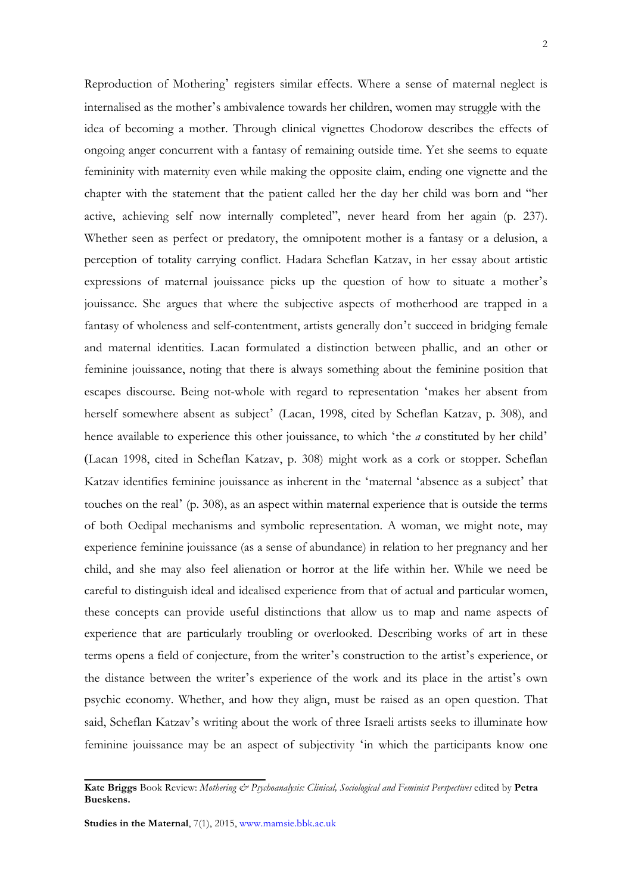Reproduction of Mothering' registers similar effects. Where a sense of maternal neglect is internalised as the mother's ambivalence towards her children, women may struggle with the idea of becoming a mother. Through clinical vignettes Chodorow describes the effects of ongoing anger concurrent with a fantasy of remaining outside time. Yet she seems to equate femininity with maternity even while making the opposite claim, ending one vignette and the chapter with the statement that the patient called her the day her child was born and "her active, achieving self now internally completed", never heard from her again (p. 237). Whether seen as perfect or predatory, the omnipotent mother is a fantasy or a delusion, a perception of totality carrying conflict. Hadara Scheflan Katzav, in her essay about artistic expressions of maternal jouissance picks up the question of how to situate a mother's jouissance. She argues that where the subjective aspects of motherhood are trapped in a fantasy of wholeness and self-contentment, artists generally don't succeed in bridging female and maternal identities. Lacan formulated a distinction between phallic, and an other or feminine jouissance, noting that there is always something about the feminine position that escapes discourse. Being not-whole with regard to representation 'makes her absent from herself somewhere absent as subject' (Lacan, 1998, cited by Scheflan Katzav, p. 308), and hence available to experience this other jouissance, to which 'the *a* constituted by her child' (Lacan 1998, cited in Scheflan Katzav, p. 308) might work as a cork or stopper. Scheflan Katzav identifies feminine jouissance as inherent in the 'maternal 'absence as a subject' that touches on the real' (p. 308), as an aspect within maternal experience that is outside the terms of both Oedipal mechanisms and symbolic representation. A woman, we might note, may experience feminine jouissance (as a sense of abundance) in relation to her pregnancy and her child, and she may also feel alienation or horror at the life within her. While we need be careful to distinguish ideal and idealised experience from that of actual and particular women, these concepts can provide useful distinctions that allow us to map and name aspects of experience that are particularly troubling or overlooked. Describing works of art in these terms opens a field of conjecture, from the writer's construction to the artist's experience, or the distance between the writer's experience of the work and its place in the artist's own psychic economy. Whether, and how they align, must be raised as an open question. That said, Scheflan Katzav's writing about the work of three Israeli artists seeks to illuminate how feminine jouissance may be an aspect of subjectivity 'in which the participants know one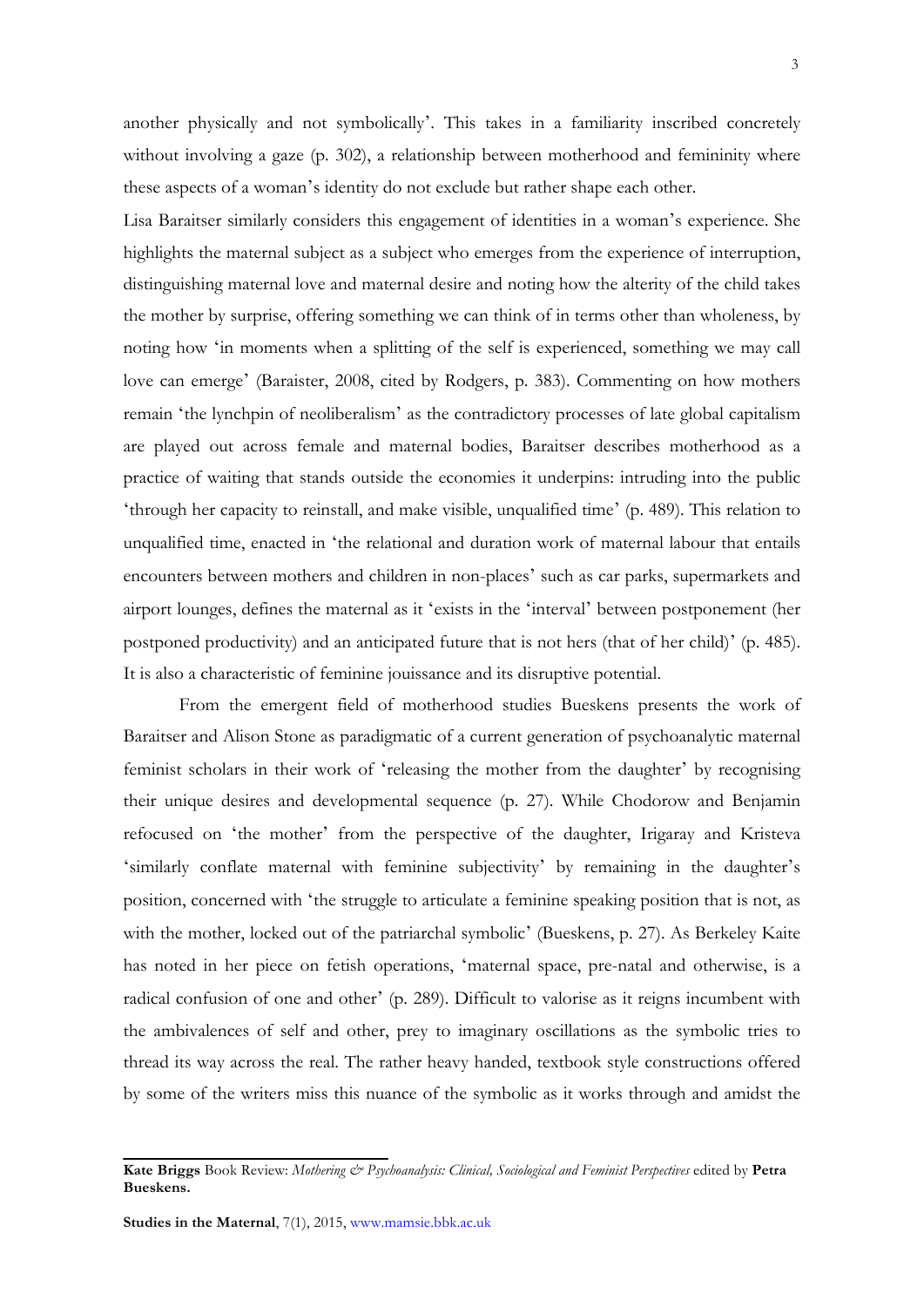another physically and not symbolically'. This takes in a familiarity inscribed concretely without involving a gaze (p. 302), a relationship between motherhood and femininity where these aspects of a woman's identity do not exclude but rather shape each other.

Lisa Baraitser similarly considers this engagement of identities in a woman's experience. She highlights the maternal subject as a subject who emerges from the experience of interruption, distinguishing maternal love and maternal desire and noting how the alterity of the child takes the mother by surprise, offering something we can think of in terms other than wholeness, by noting how 'in moments when a splitting of the self is experienced, something we may call love can emerge' (Baraister, 2008, cited by Rodgers, p. 383). Commenting on how mothers remain 'the lynchpin of neoliberalism' as the contradictory processes of late global capitalism are played out across female and maternal bodies, Baraitser describes motherhood as a practice of waiting that stands outside the economies it underpins: intruding into the public 'through her capacity to reinstall, and make visible, unqualified time' (p. 489). This relation to unqualified time, enacted in 'the relational and duration work of maternal labour that entails encounters between mothers and children in non-places' such as car parks, supermarkets and airport lounges, defines the maternal as it 'exists in the 'interval' between postponement (her postponed productivity) and an anticipated future that is not hers (that of her child)' (p. 485). It is also a characteristic of feminine jouissance and its disruptive potential.

From the emergent field of motherhood studies Bueskens presents the work of Baraitser and Alison Stone as paradigmatic of a current generation of psychoanalytic maternal feminist scholars in their work of 'releasing the mother from the daughter' by recognising their unique desires and developmental sequence (p. 27). While Chodorow and Benjamin refocused on 'the mother' from the perspective of the daughter, Irigaray and Kristeva 'similarly conflate maternal with feminine subjectivity' by remaining in the daughter's position, concerned with 'the struggle to articulate a feminine speaking position that is not, as with the mother, locked out of the patriarchal symbolic' (Bueskens, p. 27). As Berkeley Kaite has noted in her piece on fetish operations, 'maternal space, pre-natal and otherwise, is a radical confusion of one and other' (p. 289). Difficult to valorise as it reigns incumbent with the ambivalences of self and other, prey to imaginary oscillations as the symbolic tries to thread its way across the real. The rather heavy handed, textbook style constructions offered by some of the writers miss this nuance of the symbolic as it works through and amidst the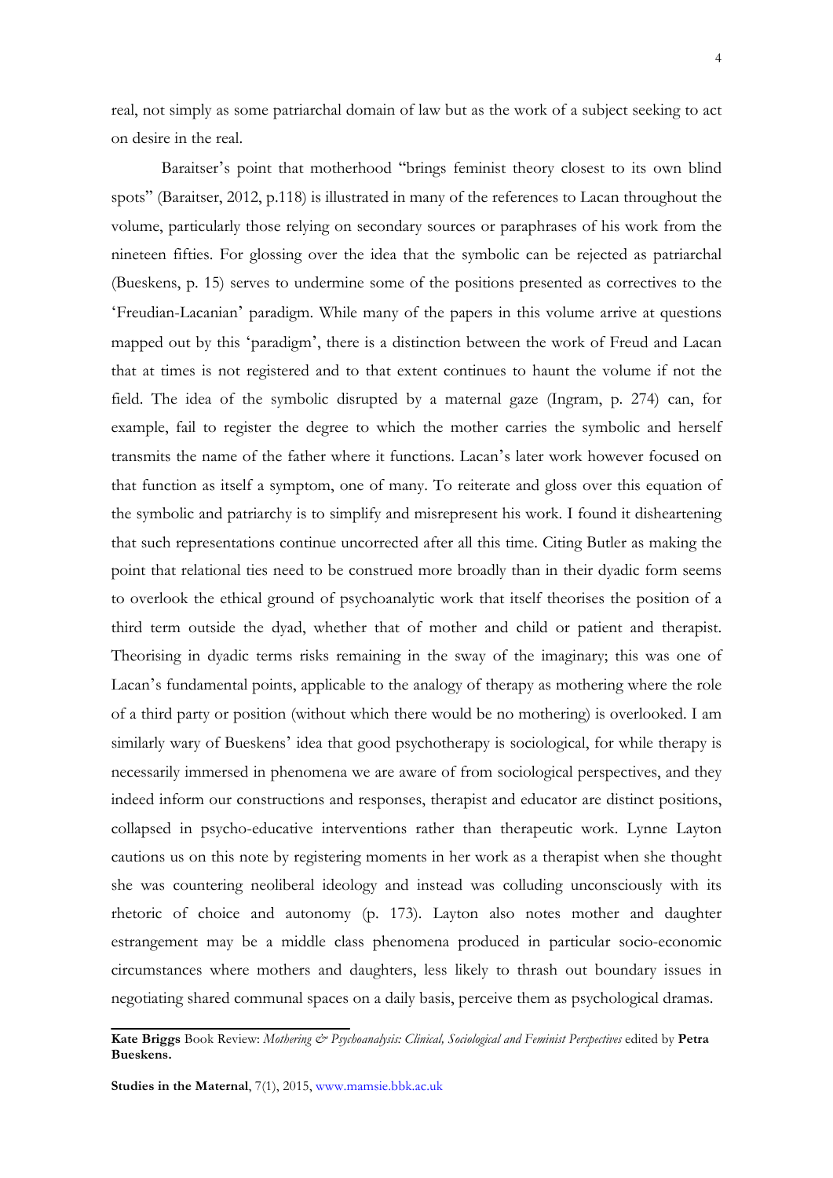real, not simply as some patriarchal domain of law but as the work of a subject seeking to act on desire in the real.

Baraitser's point that motherhood "brings feminist theory closest to its own blind spots" (Baraitser, 2012, p.118) is illustrated in many of the references to Lacan throughout the volume, particularly those relying on secondary sources or paraphrases of his work from the nineteen fifties. For glossing over the idea that the symbolic can be rejected as patriarchal (Bueskens, p. 15) serves to undermine some of the positions presented as correctives to the 'Freudian-Lacanian' paradigm. While many of the papers in this volume arrive at questions mapped out by this 'paradigm', there is a distinction between the work of Freud and Lacan that at times is not registered and to that extent continues to haunt the volume if not the field. The idea of the symbolic disrupted by a maternal gaze (Ingram, p. 274) can, for example, fail to register the degree to which the mother carries the symbolic and herself transmits the name of the father where it functions. Lacan's later work however focused on that function as itself a symptom, one of many. To reiterate and gloss over this equation of the symbolic and patriarchy is to simplify and misrepresent his work. I found it disheartening that such representations continue uncorrected after all this time. Citing Butler as making the point that relational ties need to be construed more broadly than in their dyadic form seems to overlook the ethical ground of psychoanalytic work that itself theorises the position of a third term outside the dyad, whether that of mother and child or patient and therapist. Theorising in dyadic terms risks remaining in the sway of the imaginary; this was one of Lacan's fundamental points, applicable to the analogy of therapy as mothering where the role of a third party or position (without which there would be no mothering) is overlooked. I am similarly wary of Bueskens' idea that good psychotherapy is sociological, for while therapy is necessarily immersed in phenomena we are aware of from sociological perspectives, and they indeed inform our constructions and responses, therapist and educator are distinct positions, collapsed in psycho-educative interventions rather than therapeutic work. Lynne Layton cautions us on this note by registering moments in her work as a therapist when she thought she was countering neoliberal ideology and instead was colluding unconsciously with its rhetoric of choice and autonomy (p. 173). Layton also notes mother and daughter estrangement may be a middle class phenomena produced in particular socio-economic circumstances where mothers and daughters, less likely to thrash out boundary issues in negotiating shared communal spaces on a daily basis, perceive them as psychological dramas.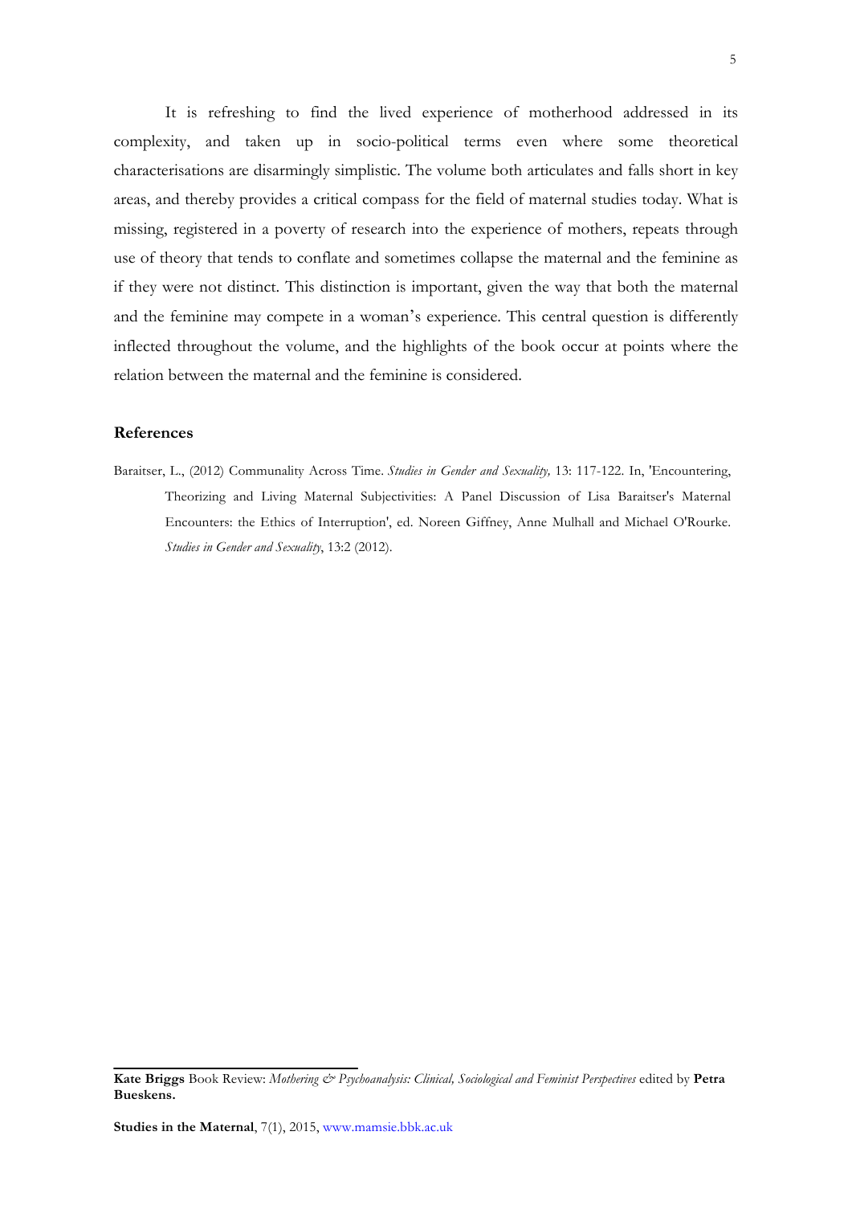It is refreshing to find the lived experience of motherhood addressed in its complexity, and taken up in socio-political terms even where some theoretical characterisations are disarmingly simplistic. The volume both articulates and falls short in key areas, and thereby provides a critical compass for the field of maternal studies today. What is missing, registered in a poverty of research into the experience of mothers, repeats through use of theory that tends to conflate and sometimes collapse the maternal and the feminine as if they were not distinct. This distinction is important, given the way that both the maternal and the feminine may compete in a woman's experience. This central question is differently inflected throughout the volume, and the highlights of the book occur at points where the relation between the maternal and the feminine is considered.

## References

Baraitser, L., (2012) Communality Across Time. *Studies in Gender and Sexuality,* 13: 117-122. In, 'Encountering, Theorizing and Living Maternal Subjectivities: A Panel Discussion of Lisa Baraitser's Maternal Encounters: the Ethics of Interruption', ed. Noreen Giffney, Anne Mulhall and Michael O'Rourke. *Studies in Gender and Sexuality*, 13:2 (2012).